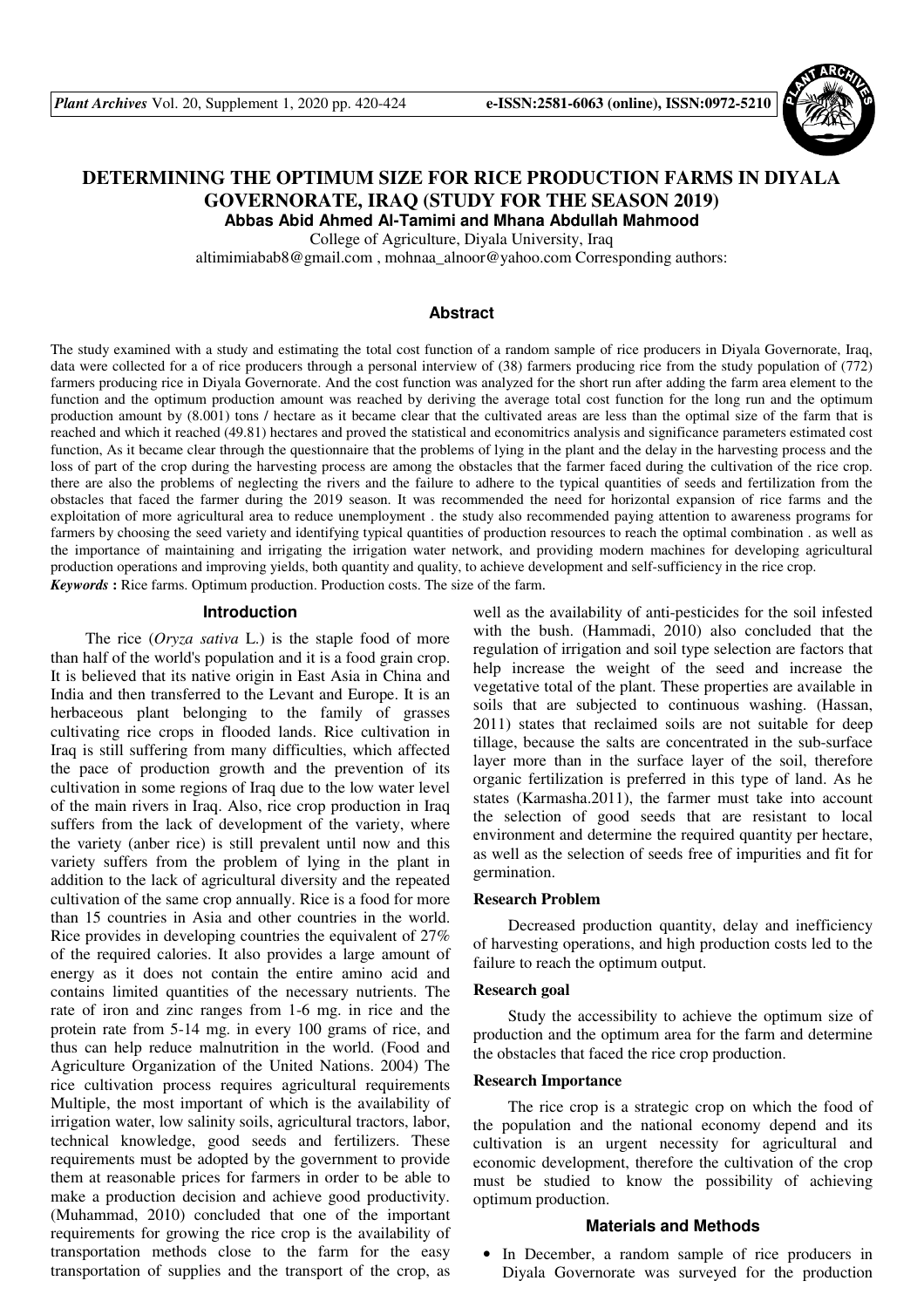# DETERMINING THE OPTIMUM SIZE FOR RICE PRODUCTION FARMS IN DIYALA GOVERNORATE, IRAQ (STUDY FOR THE SEASON 2019)

**Abbas Abid Ahmed Al-Tamimi and Mhana Abdullah Mahmood**

College of Agriculture, Diyala University, Iraq

altimimiabab8@gmail.com , mohnaa_alnoor@yahoo.com Corresponding authors:

## Abstract

The study examined with a study and estimating the total cost function of a random sample of rice producers in Diyala Governorate, Iraq, data were collected for a of rice producers through a personal interview of (38) farmers producing rice from the study population of (772) farmers producing rice in Diyala Governorate. And the cost function was analyzed for the short run after adding the farm area element to the function and the optimum production amount was reached by deriving the average total cost function for the long run and the optimum production amount by (8.001) tons / hectare as it became clear that the cultivated areas are less than the optimal size of the farm that is reached and which it reached (49.81) hectares and proved the statistical and economitrics analysis and significance parameters estimated cost function, As it became clear through the questionnaire that the problems of lying in the plant and the delay in the harvesting process and the loss of part of the crop during the harvesting process are among the obstacles that the farmer faced during the cultivation of the rice crop. there are also the problems of neglecting the rivers and the failure to adhere to the typical quantities of seeds and fertilization from the obstacles that faced the farmer during the 2019 season. It was recommended the need for horizontal expansion of rice farms and the exploitation of more agricultural area to reduce unemployment . the study also recommended paying attention to awareness programs for farmers by choosing the seed variety and identifying typical quantities of production resources to reach the optimal combination . as well as the importance of maintaining and irrigating the irrigation water network, and providing modern machines for developing agricultural production operations and improving yields, both quantity and quality, to achieve development and self-sufficiency in the rice crop.

***Keywords*** **:** Rice farms. Optimum production. Production costs. The size of the farm.

## Introduction

The rice (*Oryza sativa* L.) is the staple food of more than half of the world's population and it is a food grain crop. It is believed that its native origin in East Asia in China and India and then transferred to the Levant and Europe. It is an herbaceous plant belonging to the family of grasses cultivating rice crops in flooded lands. Rice cultivation in Iraq is still suffering from many difficulties, which affected the pace of production growth and the prevention of its cultivation in some regions of Iraq due to the low water level of the main rivers in Iraq. Also, rice crop production in Iraq suffers from the lack of development of the variety, where the variety (anber rice) is still prevalent until now and this variety suffers from the problem of lying in the plant in addition to the lack of agricultural diversity and the repeated cultivation of the same crop annually. Rice is a food for more than 15 countries in Asia and other countries in the world. Rice provides in developing countries the equivalent of 27% of the required calories. It also provides a large amount of energy as it does not contain the entire amino acid and contains limited quantities of the necessary nutrients. The rate of iron and zinc ranges from 1-6 mg. in rice and the protein rate from 5-14 mg. in every 100 grams of rice, and thus can help reduce malnutrition in the world. (Food and Agriculture Organization of the United Nations. 2004) The rice cultivation process requires agricultural requirements Multiple, the most important of which is the availability of irrigation water, low salinity soils, agricultural tractors, labor, technical knowledge, good seeds and fertilizers. These requirements must be adopted by the government to provide them at reasonable prices for farmers in order to be able to make a production decision and achieve good productivity. (Muhammad, 2010) concluded that one of the important requirements for growing the rice crop is the availability of transportation methods close to the farm for the easy transportation of supplies and the transport of the crop, as well as the availability of anti-pesticides for the soil infested with the bush. (Hammadi, 2010) also concluded that the regulation of irrigation and soil type selection are factors that help increase the weight of the seed and increase the vegetative total of the plant. These properties are available in soils that are subjected to continuous washing. (Hassan, 2011) states that reclaimed soils are not suitable for deep tillage, because the salts are concentrated in the sub-surface layer more than in the surface layer of the soil, therefore organic fertilization is preferred in this type of land. As he states (Karmasha.2011), the farmer must take into account the selection of good seeds that are resistant to local environment and determine the required quantity per hectare, as well as the selection of seeds free of impurities and fit for germination.

### Research Problem

Decreased production quantity, delay and inefficiency of harvesting operations, and high production costs led to the failure to reach the optimum output.

### Research goal

Study the accessibility to achieve the optimum size of production and the optimum area for the farm and determine the obstacles that faced the rice crop production.

### Research Importance

The rice crop is a strategic crop on which the food of the population and the national economy depend and its cultivation is an urgent necessity for agricultural and economic development, therefore the cultivation of the crop must be studied to know the possibility of achieving optimum production.

## Materials and Methods

- In December, a random sample of rice producers in Diyala Governorate was surveyed for the production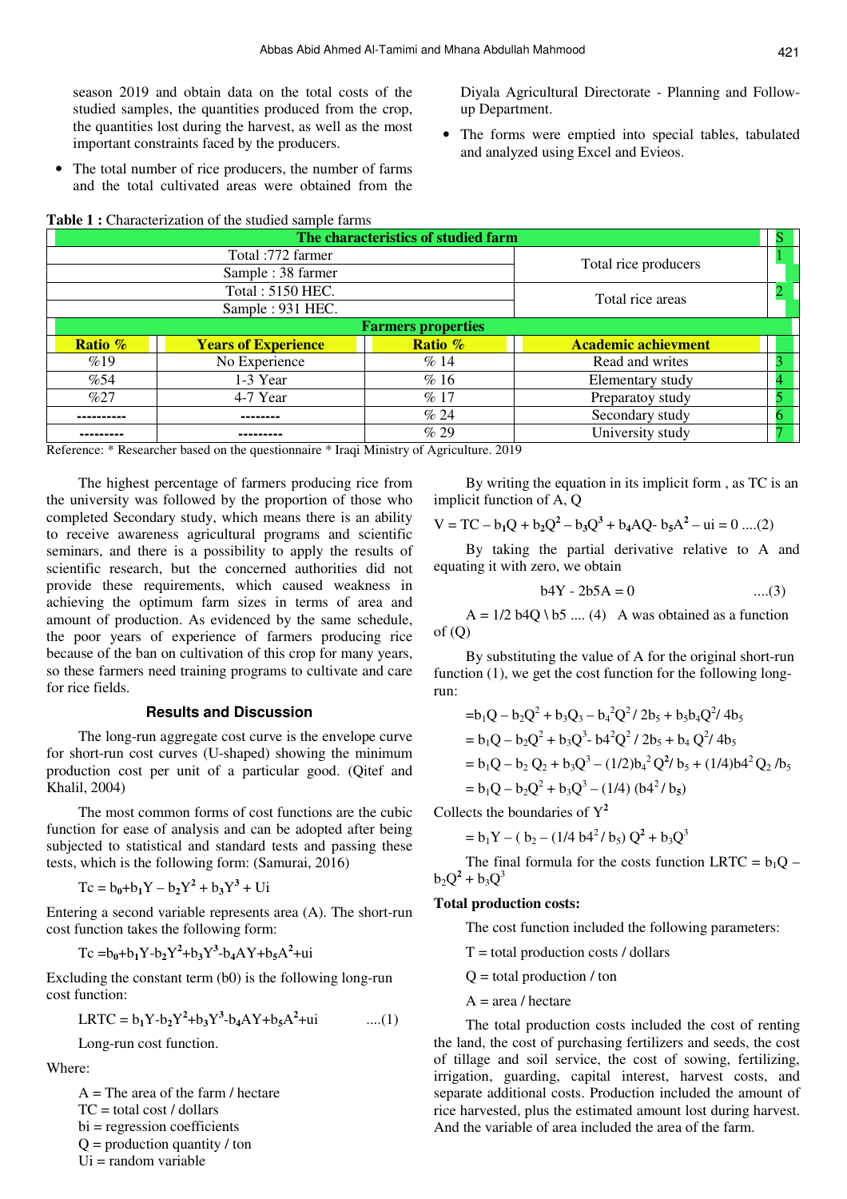season 2019 and obtain data on the total costs of the studied samples, the quantities produced from the crop, the quantities lost during the harvest, as well as the most important constraints faced by the producers.

- The total number of rice producers, the number of farms and the total cultivated areas were obtained from the Diyala Agricultural Directorate - Planning and Follow-up Department.
- The forms were emptied into special tables, tabulated and analyzed using Excel and Evieos.

**Table 1 :** Characterization of the studied sample farms

| The characteristics of studied farm | | | | S |
|---|---|---|---|---|
| Total :772 farmer | | | Total rice producers | 1 |
| Sample : 38 farmer | | | | |
| Total : 5150 HEC. | | | Total rice areas | 2 |
| Sample : 931 HEC. | | | | |
| **Farmers properties** | | | | |
| **Ratio %** | **Years of Experience** | **Ratio %** | **Academic achievment** | |
| %19 | No Experience | % 14 | Read and writes | 3 |
| %54 | 1-3 Year | % 16 | Elementary study | 4 |
| %27 | 4-7 Year | % 17 | Preparatoy study | 5 |
| ---------- | -------- | % 24 | Secondary study | 6 |
| --------- | --------- | % 29 | University study | 7 |

Reference: * Researcher based on the questionnaire * Iraqi Ministry of Agriculture. 2019

The highest percentage of farmers producing rice from the university was followed by the proportion of those who completed Secondary study, which means there is an ability to receive awareness agricultural programs and scientific seminars, and there is a possibility to apply the results of scientific research, but the concerned authorities did not provide these requirements, which caused weakness in achieving the optimum farm sizes in terms of area and amount of production. As evidenced by the same schedule, the poor years of experience of farmers producing rice because of the ban on cultivation of this crop for many years, so these farmers need training programs to cultivate and care for rice fields.

### Results and Discussion

The long-run aggregate cost curve is the envelope curve for short-run cost curves (U-shaped) showing the minimum production cost per unit of a particular good. (Qitef and Khalil, 2004)

The most common forms of cost functions are the cubic function for ease of analysis and can be adopted after being subjected to statistical and standard tests and passing these tests, which is the following form: (Samurai, 2016)

$$Tc = b_0+b_1Y - b_2Y^2 + b_3Y^3 + Ui$$

Entering a second variable represents area (A). The short-run cost function takes the following form:

$$Tc = b_0+b_1Y-b_2Y^2+b_3Y^3-b_4AY+b_5A^2+ui$$

Excluding the constant term (b0) is the following long-run cost function:

$$LRTC = b_1Y-b_2Y^2+b_3Y^3-b_4AY+b_5A^2+ui \quad ....(1)$$

Long-run cost function.

Where:

A = The area of the farm / hectare
TC = total cost / dollars
bi = regression coefficients
Q = production quantity / ton
Ui = random variable

By writing the equation in its implicit form , as TC is an implicit function of A, Q

$$V = TC - b_1Q + b_2Q^2 - b_3Q^3 + b_4AQ- b_5A^2 - ui = 0 \; ....(2)$$

By taking the partial derivative relative to A and equating it with zero, we obtain

$$b4Y - 2b5A = 0 \quad ....(3)$$

A = 1/2 b4Q \ b5 .... (4) A was obtained as a function of (Q)

By substituting the value of A for the original short-run function (1), we get the cost function for the following long-run:

$$=b_1Q - b_2Q^2 + b_3Q_3 - b_4^2Q^2 / 2b_5 + b_5b_4Q^2/ 4b_5$$

$$= b_1Q - b_2Q^2 + b_3Q^3- b4^2Q^2 / 2b_5 + b_4 Q^2/ 4b_5$$

$$= b_1Q - b_2 Q_2 + b_3Q^3 - (1/2)b_4^2 Q^2/ b_5 + (1/4)b4^2 Q_2 /b_5$$

$$= b_1Q - b_2Q^2 + b_3Q^3 - (1/4) (b4^2 / b_5)$$

Collects the boundaries of $Y^2$

$$= b_1Y - ( b_2 - (1/4 b4^2 / b_5) Q^2 + b_3Q^3$$

The final formula for the costs function LRTC = $b_1Q - b_2Q^2 + b_3Q^3$

**Total production costs:**

The cost function included the following parameters:

T = total production costs / dollars

Q = total production / ton

A = area / hectare

The total production costs included the cost of renting the land, the cost of purchasing fertilizers and seeds, the cost of tillage and soil service, the cost of sowing, fertilizing, irrigation, guarding, capital interest, harvest costs, and separate additional costs. Production included the amount of rice harvested, plus the estimated amount lost during harvest. And the variable of area included the area of the farm.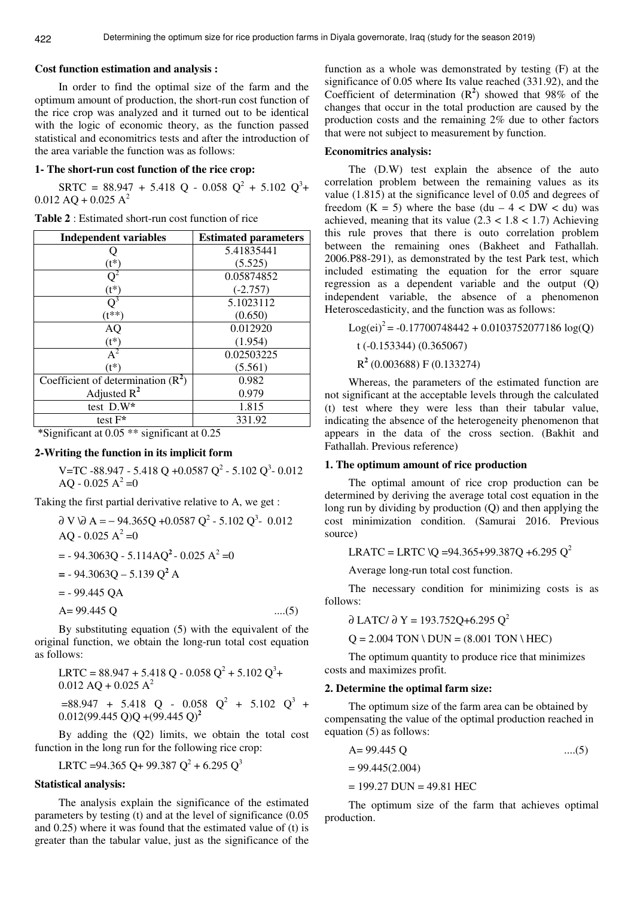**Cost function estimation and analysis :**

In order to find the optimal size of the farm and the optimum amount of production, the short-run cost function of the rice crop was analyzed and it turned out to be identical with the logic of economic theory, as the function passed statistical and econometrics tests and after the introduction of the area variable the function was as follows:

**1- The short-run cost function of the rice crop:**

$$SRTC = 88.947 + 5.418\ Q - 0.058\ Q^2 + 5.102\ Q^3 + 0.012\ AQ + 0.025\ A^2$$

**Table 2** : Estimated short-run cost function of rice

| Independent variables | Estimated parameters |
|---|---|
| Q | 5.41835441 |
| (t*) | (5.525) |
| $Q^2$ | 0.05874852 |
| (t*) | (-2.757) |
| $Q^3$ | 5.1023112 |
| (t**) | (0.650) |
| AQ | 0.012920 |
| (t*) | (1.954) |
| $A^2$ | 0.02503225 |
| (t*) | (5.561) |
| Coefficient of determination ($R^2$) | 0.982 |
| Adjusted $R^2$ | 0.979 |
| test D.W* | 1.815 |
| test F* | 331.92 |

*Significant at 0.05 ** significant at 0.25

**2-Writing the function in its implicit form**

$$V=TC -88.947 - 5.418\ Q +0.0587\ Q^2 - 5.102\ Q^3 - 0.012\ AQ - 0.025\ A^2 =0$$

Taking the first partial derivative relative to A, we get :

$$\partial V \backslash \partial A = -94.365Q +0.0587\ Q^2 - 5.102\ Q^3 - 0.012\ AQ - 0.025\ A^2 =0$$

$$= -94.3063Q - 5.114AQ^2 - 0.025\ A^2 =0$$

$$= -94.3063Q - 5.139\ Q^2\ A$$

$$= -99.445\ QA$$

$$A= 99.445\ Q \qquad ....(5)$$

By substituting equation (5) with the equivalent of the original function, we obtain the long-run total cost equation as follows:

$$LRTC = 88.947 + 5.418\ Q - 0.058\ Q^2 + 5.102\ Q^3 + 0.012\ AQ + 0.025\ A^2$$

$$=88.947 + 5.418\ Q - 0.058\ Q^2 + 5.102\ Q^3 + 0.012(99.445\ Q)Q +(99.445\ Q)^2$$

By adding the (Q2) limits, we obtain the total cost function in the long run for the following rice crop:

$$LRTC =94.365\ Q+ 99.387\ Q^2 + 6.295\ Q^3$$

**Statistical analysis:**

The analysis explain the significance of the estimated parameters by testing (t) and at the level of significance (0.05 and 0.25) where it was found that the estimated value of (t) is greater than the tabular value, just as the significance of the function as a whole was demonstrated by testing (F) at the significance of 0.05 where Its value reached (331.92), and the Coefficient of determination ($R^2$) showed that 98% of the changes that occur in the total production are caused by the production costs and the remaining 2% due to other factors that were not subject to measurement by function.

**Economitrics analysis:**

The (D.W) test explain the absence of the auto correlation problem between the remaining values as its value (1.815) at the significance level of 0.05 and degrees of freedom (K = 5) where the base ($du - 4 < DW < du$) was achieved, meaning that its value ($2.3 < 1.8 < 1.7$) Achieving this rule proves that there is outo correlation problem between the remaining ones (Bakheet and Fathallah. 2006.P88-291), as demonstrated by the test Park test, which included estimating the equation for the error square regression as a dependent variable and the output (Q) independent variable, the absence of a phenomenon Heteroscedasticity, and the function was as follows:

$$Log(ei)^2 = -0.17700748442 + 0.0103752077186 \log(Q)$$

t (-0.153344) (0.365067)

$R^2$ (0.003688) F (0.133274)

Whereas, the parameters of the estimated function are not significant at the acceptable levels through the calculated (t) test where they were less than their tabular value, indicating the absence of the heterogeneity phenomenon that appears in the data of the cross section. (Bakhit and Fathallah. Previous reference)

**1. The optimum amount of rice production**

The optimal amount of rice crop production can be determined by deriving the average total cost equation in the long run by dividing by production (Q) and then applying the cost minimization condition. (Samurai 2016. Previous source)

$$LRATC = LRTC \backslash Q =94.365+99.387Q +6.295\ Q^2$$

Average long-run total cost function.

The necessary condition for minimizing costs is as follows:

$$\partial LATC/ \partial Y = 193.752Q+6.295\ Q^2$$

$$Q = 2.004\ TON \backslash DUN = (8.001\ TON \backslash HEC)$$

The optimum quantity to produce rice that minimizes costs and maximizes profit.

**2. Determine the optimal farm size:**

The optimum size of the farm area can be obtained by compensating the value of the optimal production reached in equation (5) as follows:

$$A= 99.445\ Q \qquad ....(5)$$

$$= 99.445(2.004)$$

$$= 199.27\ DUN = 49.81\ HEC$$

The optimum size of the farm that achieves optimal production.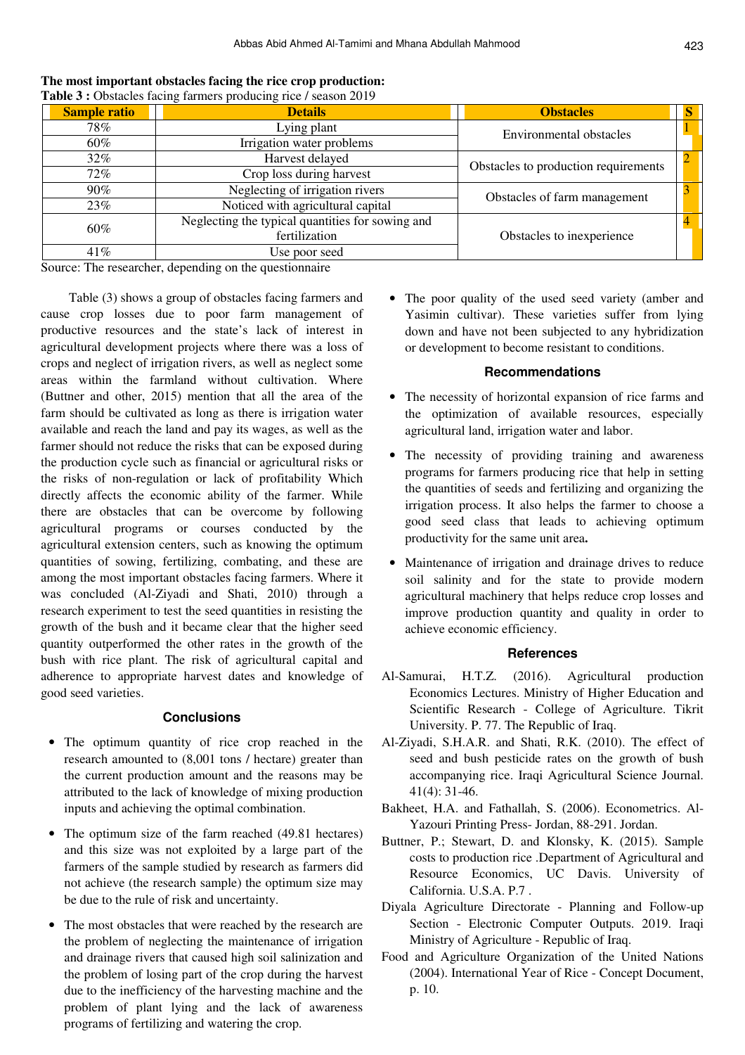**The most important obstacles facing the rice crop production:**

**Table 3 :** Obstacles facing farmers producing rice / season 2019

| Sample ratio | Details | Obstacles | S |
|---|---|---|---|
| 78% | Lying plant | Environmental obstacles | 1 |
| 60% | Irrigation water problems | | |
| 32% | Harvest delayed | Obstacles to production requirements | 2 |
| 72% | Crop loss during harvest | | |
| 90% | Neglecting of irrigation rivers | Obstacles of farm management | 3 |
| 23% | Noticed with agricultural capital | | |
| 60% | Neglecting the typical quantities for sowing and fertilization | Obstacles to inexperience | 4 |
| 41% | Use poor seed | | |

Source: The researcher, depending on the questionnaire

Table (3) shows a group of obstacles facing farmers and cause crop losses due to poor farm management of productive resources and the state's lack of interest in agricultural development projects where there was a loss of crops and neglect of irrigation rivers, as well as neglect some areas within the farmland without cultivation. Where (Buttner and other, 2015) mention that all the area of the farm should be cultivated as long as there is irrigation water available and reach the land and pay its wages, as well as the farmer should not reduce the risks that can be exposed during the production cycle such as financial or agricultural risks or the risks of non-regulation or lack of profitability Which directly affects the economic ability of the farmer. While there are obstacles that can be overcome by following agricultural programs or courses conducted by the agricultural extension centers, such as knowing the optimum quantities of sowing, fertilizing, combating, and these are among the most important obstacles facing farmers. Where it was concluded (Al-Ziyadi and Shati, 2010) through a research experiment to test the seed quantities in resisting the growth of the bush and it became clear that the higher seed quantity outperformed the other rates in the growth of the bush with rice plant. The risk of agricultural capital and adherence to appropriate harvest dates and knowledge of good seed varieties.

## Conclusions

- The optimum quantity of rice crop reached in the research amounted to (8,001 tons / hectare) greater than the current production amount and the reasons may be attributed to the lack of knowledge of mixing production inputs and achieving the optimal combination.
- The optimum size of the farm reached (49.81 hectares) and this size was not exploited by a large part of the farmers of the sample studied by research as farmers did not achieve (the research sample) the optimum size may be due to the rule of risk and uncertainty.
- The most obstacles that were reached by the research are the problem of neglecting the maintenance of irrigation and drainage rivers that caused high soil salinization and the problem of losing part of the crop during the harvest due to the inefficiency of the harvesting machine and the problem of plant lying and the lack of awareness programs of fertilizing and watering the crop.
- The poor quality of the used seed variety (amber and Yasimin cultivar). These varieties suffer from lying down and have not been subjected to any hybridization or development to become resistant to conditions.

## Recommendations

- The necessity of horizontal expansion of rice farms and the optimization of available resources, especially agricultural land, irrigation water and labor.
- The necessity of providing training and awareness programs for farmers producing rice that help in setting the quantities of seeds and fertilizing and organizing the irrigation process. It also helps the farmer to choose a good seed class that leads to achieving optimum productivity for the same unit area**.**
- Maintenance of irrigation and drainage drives to reduce soil salinity and for the state to provide modern agricultural machinery that helps reduce crop losses and improve production quantity and quality in order to achieve economic efficiency.

## References

Al-Samurai, H.T.Z. (2016). Agricultural production Economics Lectures. Ministry of Higher Education and Scientific Research - College of Agriculture. Tikrit University. P. 77. The Republic of Iraq.

Al-Ziyadi, S.H.A.R. and Shati, R.K. (2010). The effect of seed and bush pesticide rates on the growth of bush accompanying rice. Iraqi Agricultural Science Journal. 41(4): 31-46.

Bakheet, H.A. and Fathallah, S. (2006). Econometrics. Al-Yazouri Printing Press- Jordan, 88-291. Jordan.

Buttner, P.; Stewart, D. and Klonsky, K. (2015). Sample costs to production rice .Department of Agricultural and Resource Economics, UC Davis. University of California. U.S.A. P.7 .

Diyala Agriculture Directorate - Planning and Follow-up Section - Electronic Computer Outputs. 2019. Iraqi Ministry of Agriculture - Republic of Iraq.

Food and Agriculture Organization of the United Nations (2004). International Year of Rice - Concept Document, p. 10.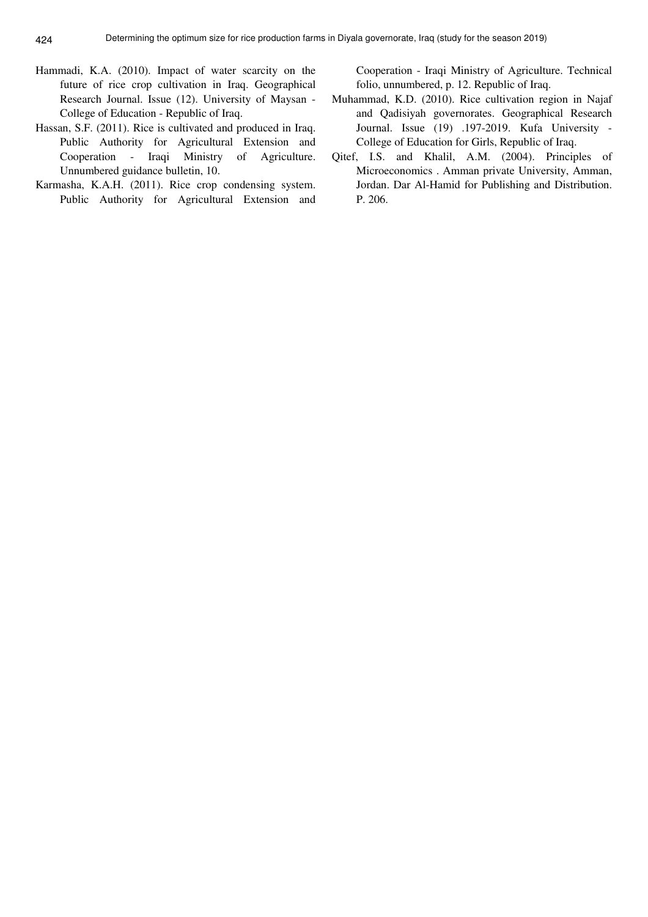Hammadi, K.A. (2010). Impact of water scarcity on the future of rice crop cultivation in Iraq. Geographical Research Journal. Issue (12). University of Maysan - College of Education - Republic of Iraq.

Hassan, S.F. (2011). Rice is cultivated and produced in Iraq. Public Authority for Agricultural Extension and Cooperation - Iraqi Ministry of Agriculture. Unnumbered guidance bulletin, 10.

Karmasha, K.A.H. (2011). Rice crop condensing system. Public Authority for Agricultural Extension and Cooperation - Iraqi Ministry of Agriculture. Technical folio, unnumbered, p. 12. Republic of Iraq.

Muhammad, K.D. (2010). Rice cultivation region in Najaf and Qadisiyah governorates. Geographical Research Journal. Issue (19) .197-2019. Kufa University - College of Education for Girls, Republic of Iraq.

Qitef, I.S. and Khalil, A.M. (2004). Principles of Microeconomics . Amman private University, Amman, Jordan. Dar Al-Hamid for Publishing and Distribution. P. 206.